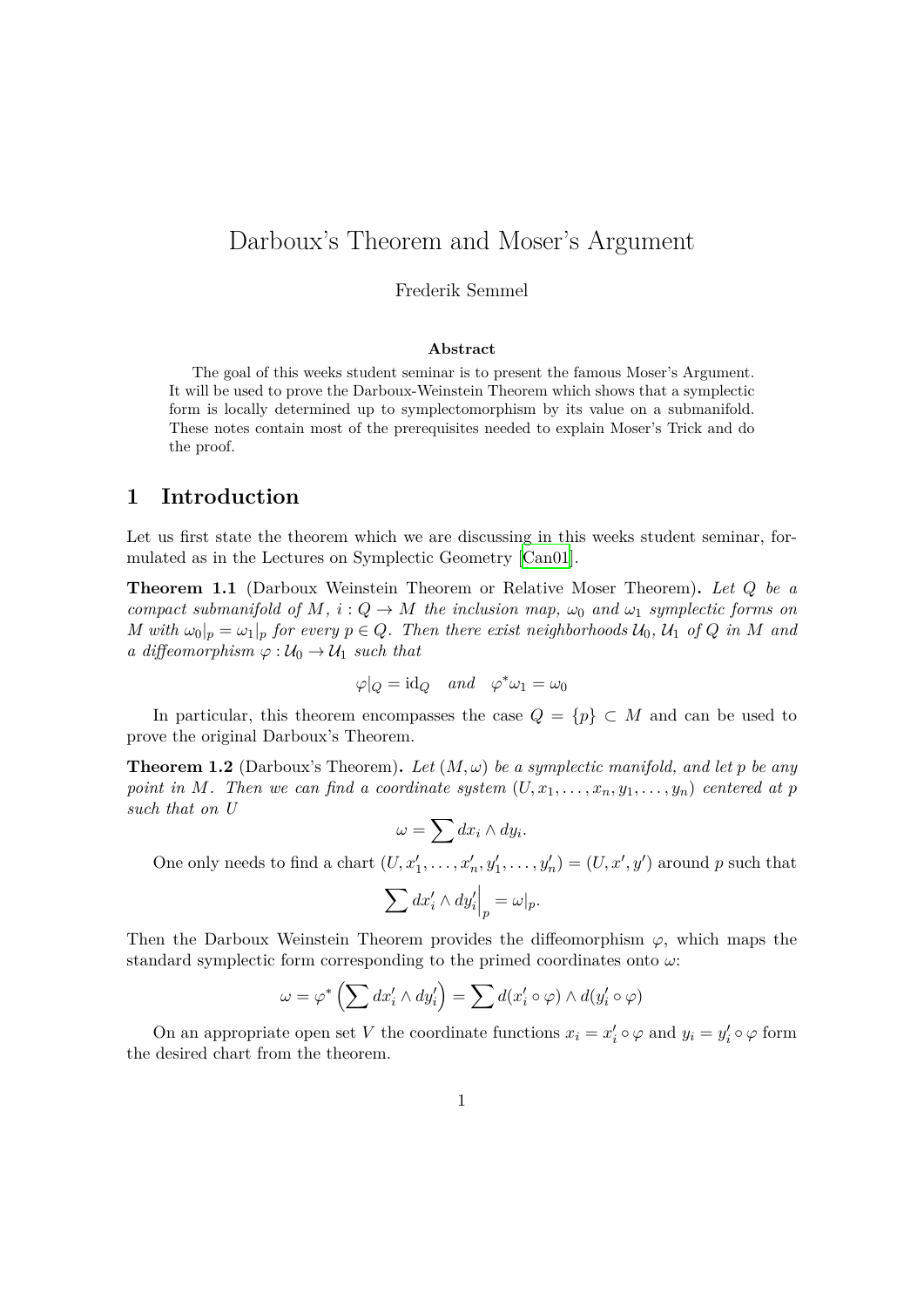# Darboux's Theorem and Moser's Argument

Frederik Semmel

**Abstract**

The goal of this weeks student seminar is to present the famous Moser's Argument. It will be used to prove the Darboux-Weinstein Theorem which shows that a symplectic form is locally determined up to symplectomorphism by its value on a submanifold. These notes contain most of the prerequisites needed to explain Moser's Trick and do the proof.

## 1 Introduction

Let us first state the theorem which we are discussing in this weeks student seminar, formulated as in the Lectures on Symplectic Geometry [Can01].

**Theorem 1.1** (Darboux Weinstein Theorem or Relative Moser Theorem)**.** *Let $Q$ be a compact submanifold of $M$, $i : Q \to M$ the inclusion map, $\omega_0$ and $\omega_1$ symplectic forms on $M$ with $\omega_0|_p = \omega_1|_p$ for every $p \in Q$. Then there exist neighborhoods $\mathcal{U}_0$, $\mathcal{U}_1$ of $Q$ in $M$ and a diffeomorphism $\varphi : \mathcal{U}_0 \to \mathcal{U}_1$ such that*

$$\varphi|_Q = \mathrm{id}_Q \quad \text{and} \quad \varphi^* \omega_1 = \omega_0$$

In particular, this theorem encompasses the case $Q = \{p\} \subset M$ and can be used to prove the original Darboux's Theorem.

**Theorem 1.2** (Darboux's Theorem)**.** *Let $(M, \omega)$ be a symplectic manifold, and let $p$ be any point in $M$. Then we can find a coordinate system $(U, x_1, \ldots, x_n, y_1, \ldots, y_n)$ centered at $p$ such that on $U$*

$$\omega = \sum dx_i \wedge dy_i.$$

One only needs to find a chart $(U, x'_1, \ldots, x'_n, y'_1, \ldots, y'_n) = (U, x', y')$ around $p$ such that

$$\sum dx'_i \wedge dy'_i \Big|_p = \omega|_p.$$

Then the Darboux Weinstein Theorem provides the diffeomorphism $\varphi$, which maps the standard symplectic form corresponding to the primed coordinates onto $\omega$:

$$\omega = \varphi^* \left( \sum dx'_i \wedge dy'_i \right) = \sum d(x'_i \circ \varphi) \wedge d(y'_i \circ \varphi)$$

On an appropriate open set $V$ the coordinate functions $x_i = x'_i \circ \varphi$ and $y_i = y'_i \circ \varphi$ form the desired chart from the theorem.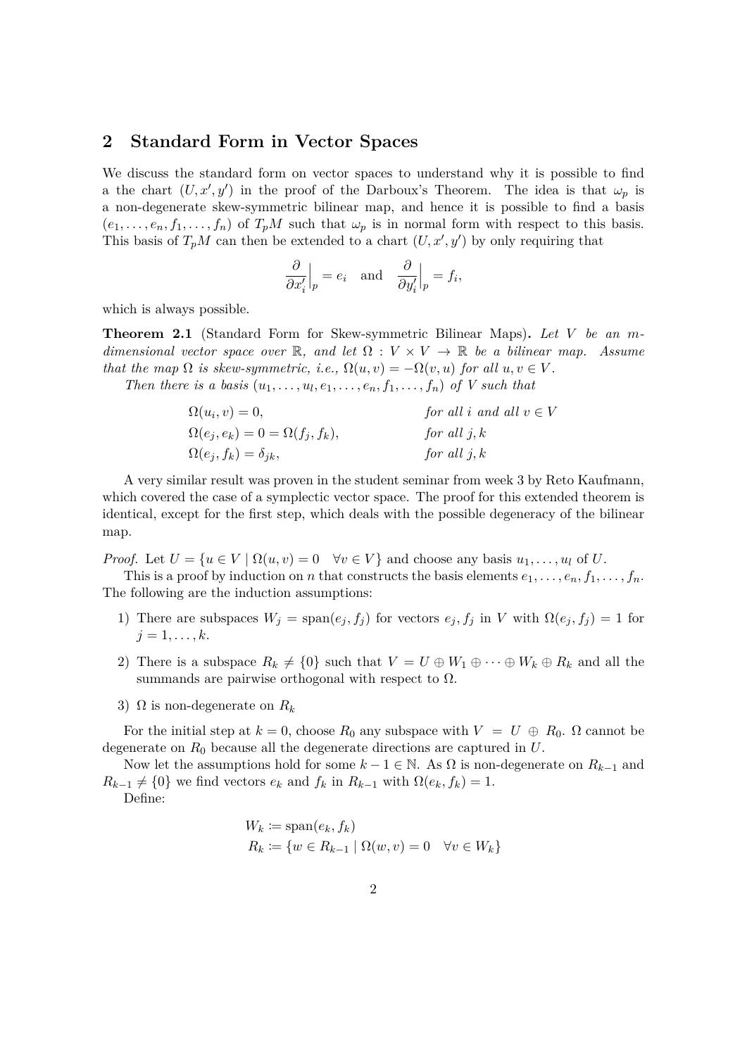## 2 Standard Form in Vector Spaces

We discuss the standard form on vector spaces to understand why it is possible to find a the chart $(U, x', y')$ in the proof of the Darboux's Theorem. The idea is that $\omega_p$ is a non-degenerate skew-symmetric bilinear map, and hence it is possible to find a basis $(e_1, \dots, e_n, f_1, \dots, f_n)$ of $T_pM$ such that $\omega_p$ is in normal form with respect to this basis. This basis of $T_pM$ can then be extended to a chart $(U, x', y')$ by only requiring that

$$\frac{\partial}{\partial x'_i}\Big|_p = e_i \quad \text{and} \quad \frac{\partial}{\partial y'_i}\Big|_p = f_i,$$

which is always possible.

**Theorem 2.1** (Standard Form for Skew-symmetric Bilinear Maps)**.** *Let $V$ be an $m$-dimensional vector space over $\mathbb{R}$, and let $\Omega : V \times V \to \mathbb{R}$ be a bilinear map. Assume that the map $\Omega$ is skew-symmetric, i.e., $\Omega(u, v) = -\Omega(v, u)$ for all $u, v \in V$.*

*Then there is a basis $(u_1, \dots, u_l, e_1, \dots, e_n, f_1, \dots, f_n)$ of $V$ such that*

$$\begin{aligned}
&\Omega(u_i, v) = 0, && \textit{for all } i \textit{ and all } v \in V \\
&\Omega(e_j, e_k) = 0 = \Omega(f_j, f_k), && \textit{for all } j, k \\
&\Omega(e_j, f_k) = \delta_{jk}, && \textit{for all } j, k
\end{aligned}$$

A very similar result was proven in the student seminar from week 3 by Reto Kaufmann, which covered the case of a symplectic vector space. The proof for this extended theorem is identical, except for the first step, which deals with the possible degeneracy of the bilinear map.

*Proof.* Let $U = \{u \in V \mid \Omega(u, v) = 0 \quad \forall v \in V\}$ and choose any basis $u_1, \dots, u_l$ of $U$.

This is a proof by induction on $n$ that constructs the basis elements $e_1, \dots, e_n, f_1, \dots, f_n$. The following are the induction assumptions:

1) There are subspaces $W_j = \operatorname{span}(e_j, f_j)$ for vectors $e_j, f_j$ in $V$ with $\Omega(e_j, f_j) = 1$ for $j = 1, \dots, k$.
2) There is a subspace $R_k \neq \{0\}$ such that $V = U \oplus W_1 \oplus \dots \oplus W_k \oplus R_k$ and all the summands are pairwise orthogonal with respect to $\Omega$.
3) $\Omega$ is non-degenerate on $R_k$

For the initial step at $k = 0$, choose $R_0$ any subspace with $V = U \oplus R_0$. $\Omega$ cannot be degenerate on $R_0$ because all the degenerate directions are captured in $U$.

Now let the assumptions hold for some $k - 1 \in \mathbb{N}$. As $\Omega$ is non-degenerate on $R_{k-1}$ and $R_{k-1} \neq \{0\}$ we find vectors $e_k$ and $f_k$ in $R_{k-1}$ with $\Omega(e_k, f_k) = 1$.

Define:

$$\begin{aligned}
W_k &:= \operatorname{span}(e_k, f_k) \\
R_k &:= \{w \in R_{k-1} \mid \Omega(w, v) = 0 \quad \forall v \in W_k\}
\end{aligned}$$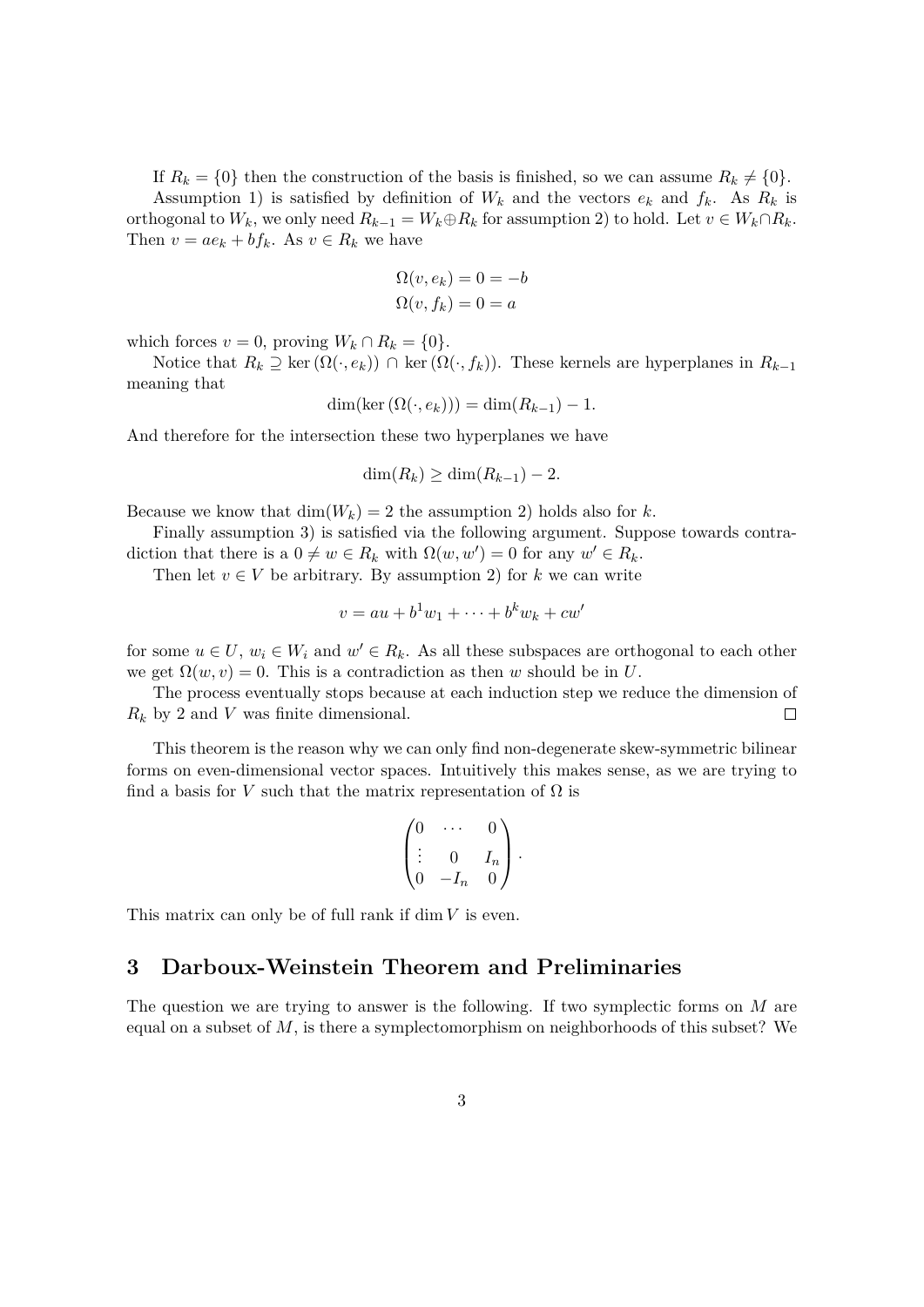If $R_k = \{0\}$ then the construction of the basis is finished, so we can assume $R_k \neq \{0\}$.

Assumption 1) is satisfied by definition of $W_k$ and the vectors $e_k$ and $f_k$. As $R_k$ is orthogonal to $W_k$, we only need $R_{k-1} = W_k \oplus R_k$ for assumption 2) to hold. Let $v \in W_k \cap R_k$. Then $v = ae_k + bf_k$. As $v \in R_k$ we have

$$\Omega(v, e_k) = 0 = -b$$
$$\Omega(v, f_k) = 0 = a$$

which forces $v = 0$, proving $W_k \cap R_k = \{0\}$.

Notice that $R_k \supseteq \ker(\Omega(\cdot, e_k)) \cap \ker(\Omega(\cdot, f_k))$. These kernels are hyperplanes in $R_{k-1}$ meaning that

$$\dim(\ker(\Omega(\cdot, e_k))) = \dim(R_{k-1}) - 1.$$

And therefore for the intersection these two hyperplanes we have

$$\dim(R_k) \geq \dim(R_{k-1}) - 2.$$

Because we know that $\dim(W_k) = 2$ the assumption 2) holds also for $k$.

Finally assumption 3) is satisfied via the following argument. Suppose towards contradiction that there is a $0 \neq w \in R_k$ with $\Omega(w, w') = 0$ for any $w' \in R_k$.

Then let $v \in V$ be arbitrary. By assumption 2) for $k$ we can write

$$v = au + b^1 w_1 + \cdots + b^k w_k + cw'$$

for some $u \in U$, $w_i \in W_i$ and $w' \in R_k$. As all these subspaces are orthogonal to each other we get $\Omega(w, v) = 0$. This is a contradiction as then $w$ should be in $U$.

The process eventually stops because at each induction step we reduce the dimension of $R_k$ by 2 and $V$ was finite dimensional. □

This theorem is the reason why we can only find non-degenerate skew-symmetric bilinear forms on even-dimensional vector spaces. Intuitively this makes sense, as we are trying to find a basis for $V$ such that the matrix representation of $\Omega$ is

$$\begin{pmatrix} 0 & \cdots & 0 \\ \vdots & 0 & I_n \\ 0 & -I_n & 0 \end{pmatrix}.$$

This matrix can only be of full rank if $\dim V$ is even.

## 3 Darboux-Weinstein Theorem and Preliminaries

The question we are trying to answer is the following. If two symplectic forms on $M$ are equal on a subset of $M$, is there a symplectomorphism on neighborhoods of this subset? We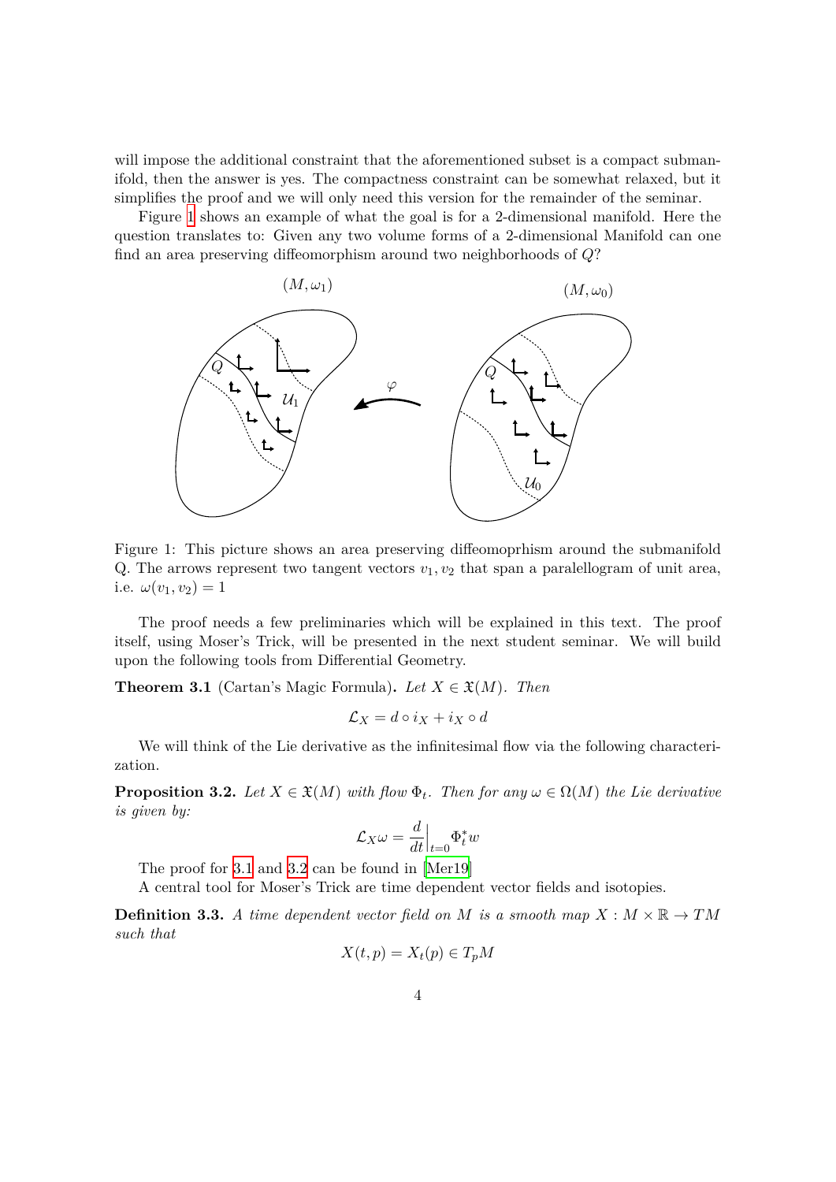will impose the additional constraint that the aforementioned subset is a compact submanifold, then the answer is yes. The compactness constraint can be somewhat relaxed, but it simplifies the proof and we will only need this version for the remainder of the seminar.

Figure 1 shows an example of what the goal is for a 2-dimensional manifold. Here the question translates to: Given any two volume forms of a 2-dimensional Manifold can one find an area preserving diffeomorphism around two neighborhoods of $Q$?

Figure 1: This picture shows an area preserving diffeomoprhism around the submanifold Q. The arrows represent two tangent vectors $v_1, v_2$ that span a paralellogram of unit area, i.e. $\omega(v_1, v_2) = 1$

The proof needs a few preliminaries which will be explained in this text. The proof itself, using Moser's Trick, will be presented in the next student seminar. We will build upon the following tools from Differential Geometry.

**Theorem 3.1** (Cartan's Magic Formula)**.** *Let $X \in \mathfrak{X}(M)$. Then*

$$\mathcal{L}_X = d \circ i_X + i_X \circ d$$

We will think of the Lie derivative as the infinitesimal flow via the following characterization.

**Proposition 3.2.** *Let $X \in \mathfrak{X}(M)$ with flow $\Phi_t$. Then for any $\omega \in \Omega(M)$ the Lie derivative is given by:*

$$\mathcal{L}_X \omega = \frac{d}{dt}\Big|_{t=0} \Phi_t^* w$$

The proof for 3.1 and 3.2 can be found in [Mer19]

A central tool for Moser's Trick are time dependent vector fields and isotopies.

**Definition 3.3.** *A time dependent vector field on $M$ is a smooth map $X : M \times \mathbb{R} \to TM$ such that*

$$X(t, p) = X_t(p) \in T_pM$$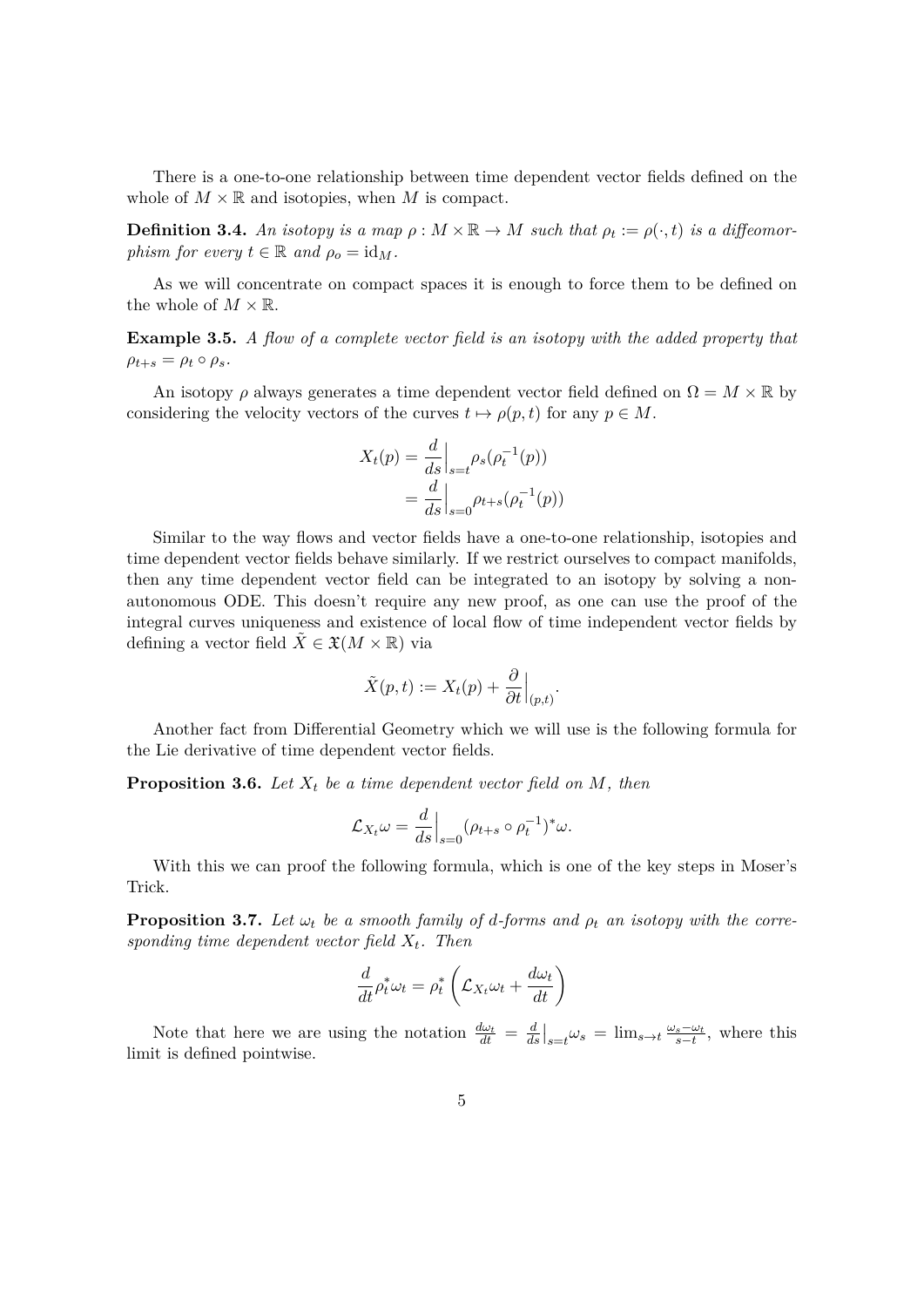There is a one-to-one relationship between time dependent vector fields defined on the whole of $M \times \mathbb{R}$ and isotopies, when $M$ is compact.

**Definition 3.4.** *An isotopy is a map $\rho : M \times \mathbb{R} \to M$ such that $\rho_t := \rho(\cdot, t)$ is a diffeomorphism for every $t \in \mathbb{R}$ and $\rho_o = \mathrm{id}_M$.*

As we will concentrate on compact spaces it is enough to force them to be defined on the whole of $M \times \mathbb{R}$.

**Example 3.5.** *A flow of a complete vector field is an isotopy with the added property that $\rho_{t+s} = \rho_t \circ \rho_s$.*

An isotopy $\rho$ always generates a time dependent vector field defined on $\Omega = M \times \mathbb{R}$ by considering the velocity vectors of the curves $t \mapsto \rho(p, t)$ for any $p \in M$.

$$
\begin{aligned}
X_t(p) &= \frac{d}{ds}\Big|_{s=t} \rho_s(\rho_t^{-1}(p)) \\
&= \frac{d}{ds}\Big|_{s=0} \rho_{t+s}(\rho_t^{-1}(p))
\end{aligned}
$$

Similar to the way flows and vector fields have a one-to-one relationship, isotopies and time dependent vector fields behave similarly. If we restrict ourselves to compact manifolds, then any time dependent vector field can be integrated to an isotopy by solving a non-autonomous ODE. This doesn't require any new proof, as one can use the proof of the integral curves uniqueness and existence of local flow of time independent vector fields by defining a vector field $\tilde{X} \in \mathfrak{X}(M \times \mathbb{R})$ via

$$
\tilde{X}(p, t) := X_t(p) + \frac{\partial}{\partial t}\Big|_{(p,t)}.
$$

Another fact from Differential Geometry which we will use is the following formula for the Lie derivative of time dependent vector fields.

**Proposition 3.6.** *Let $X_t$ be a time dependent vector field on $M$, then*

$$
\mathcal{L}_{X_t}\omega = \frac{d}{ds}\Big|_{s=0} (\rho_{t+s} \circ \rho_t^{-1})^* \omega.
$$

With this we can proof the following formula, which is one of the key steps in Moser's Trick.

**Proposition 3.7.** *Let $\omega_t$ be a smooth family of $d$-forms and $\rho_t$ an isotopy with the corresponding time dependent vector field $X_t$. Then*

$$
\frac{d}{dt}\rho_t^* \omega_t = \rho_t^* \left( \mathcal{L}_{X_t}\omega_t + \frac{d\omega_t}{dt} \right)
$$

Note that here we are using the notation $\frac{d\omega_t}{dt} = \frac{d}{ds}\big|_{s=t} \omega_s = \lim_{s \to t} \frac{\omega_s - \omega_t}{s - t}$, where this limit is defined pointwise.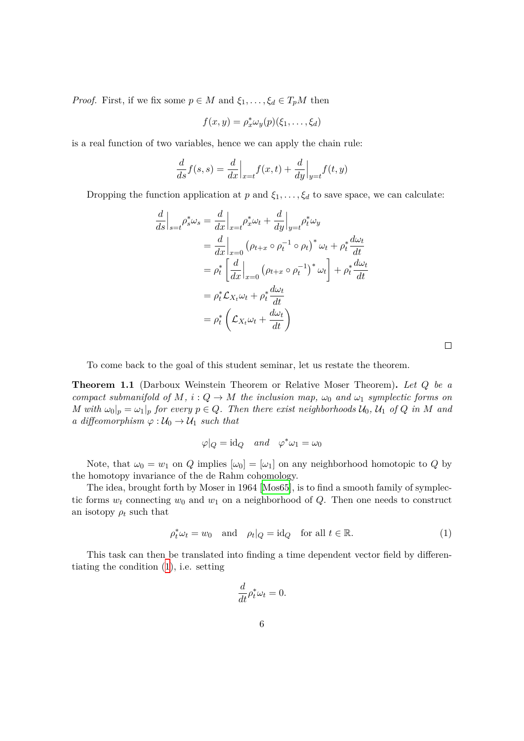*Proof.* First, if we fix some $p \in M$ and $\xi_1, \dots, \xi_d \in T_pM$ then

$$f(x, y) = \rho_x^* \omega_y(p)(\xi_1, \dots, \xi_d)$$

is a real function of two variables, hence we can apply the chain rule:

$$\frac{d}{ds} f(s, s) = \frac{d}{dx}\Big|_{x=t} f(x, t) + \frac{d}{dy}\Big|_{y=t} f(t, y)$$

Dropping the function application at $p$ and $\xi_1, \dots, \xi_d$ to save space, we can calculate:

$$\begin{aligned}
\frac{d}{ds}\Big|_{s=t} \rho_s^* \omega_s &= \frac{d}{dx}\Big|_{x=t} \rho_x^* \omega_t + \frac{d}{dy}\Big|_{y=t} \rho_t^* \omega_y \\
&= \frac{d}{dx}\Big|_{x=0} \left(\rho_{t+x} \circ \rho_t^{-1} \circ \rho_t\right)^* \omega_t + \rho_t^* \frac{d\omega_t}{dt} \\
&= \rho_t^* \left[\frac{d}{dx}\Big|_{x=0} \left(\rho_{t+x} \circ \rho_t^{-1}\right)^* \omega_t\right] + \rho_t^* \frac{d\omega_t}{dt} \\
&= \rho_t^* \mathcal{L}_{X_t} \omega_t + \rho_t^* \frac{d\omega_t}{dt} \\
&= \rho_t^* \left(\mathcal{L}_{X_t} \omega_t + \frac{d\omega_t}{dt}\right)
\end{aligned}$$

□

To come back to the goal of this student seminar, let us restate the theorem.

**Theorem 1.1** (Darboux Weinstein Theorem or Relative Moser Theorem)**.** *Let $Q$ be a compact submanifold of $M$, $i : Q \to M$ the inclusion map, $\omega_0$ and $\omega_1$ symplectic forms on $M$ with $\omega_0|_p = \omega_1|_p$ for every $p \in Q$. Then there exist neighborhoods $\mathcal{U}_0$, $\mathcal{U}_1$ of $Q$ in $M$ and a diffeomorphism $\varphi : \mathcal{U}_0 \to \mathcal{U}_1$ such that*

$$\varphi|_Q = \mathrm{id}_Q \quad \textit{and} \quad \varphi^* \omega_1 = \omega_0$$

Note, that $\omega_0 = w_1$ on $Q$ implies $[\omega_0] = [\omega_1]$ on any neighborhood homotopic to $Q$ by the homotopy invariance of the de Rahm cohomology.

The idea, brought forth by Moser in 1964 [Mos65], is to find a smooth family of symplectic forms $w_t$ connecting $w_0$ and $w_1$ on a neighborhood of $Q$. Then one needs to construct an isotopy $\rho_t$ such that

$$\rho_t^* \omega_t = w_0 \quad \text{and} \quad \rho_t|_Q = \mathrm{id}_Q \quad \text{for all } t \in \mathbb{R}. \tag{1}$$

This task can then be translated into finding a time dependent vector field by differentiating the condition (1), i.e. setting

$$\frac{d}{dt} \rho_t^* \omega_t = 0.$$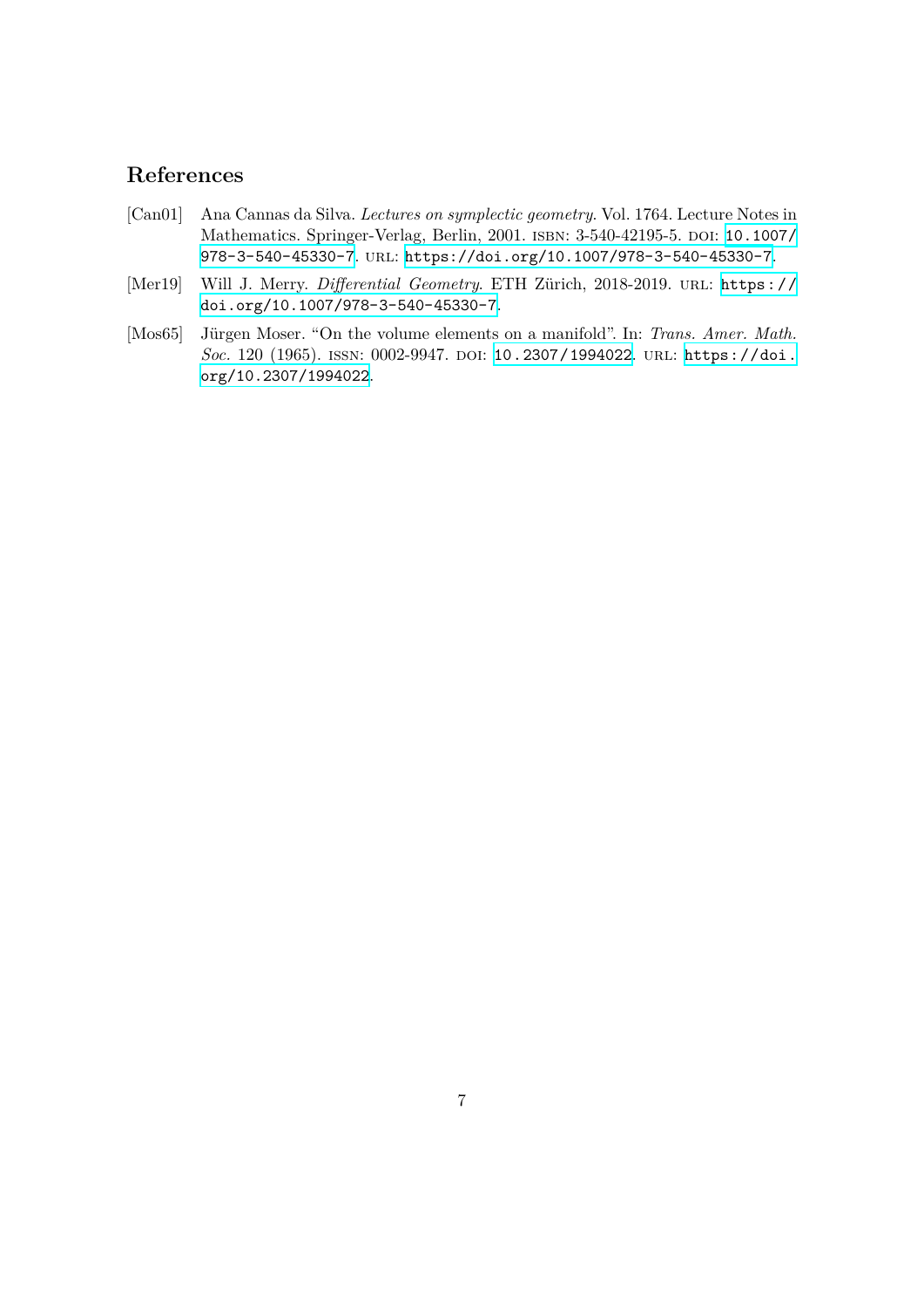## References

[Can01] Ana Cannas da Silva. *Lectures on symplectic geometry*. Vol. 1764. Lecture Notes in Mathematics. Springer-Verlag, Berlin, 2001. ISBN: 3-540-42195-5. DOI: 10.1007/978-3-540-45330-7. URL: https://doi.org/10.1007/978-3-540-45330-7.

[Mer19] Will J. Merry. *Differential Geometry*. ETH Zürich, 2018-2019. URL: https://doi.org/10.1007/978-3-540-45330-7.

[Mos65] Jürgen Moser. "On the volume elements on a manifold". In: *Trans. Amer. Math. Soc.* 120 (1965). ISSN: 0002-9947. DOI: 10.2307/1994022. URL: https://doi.org/10.2307/1994022.